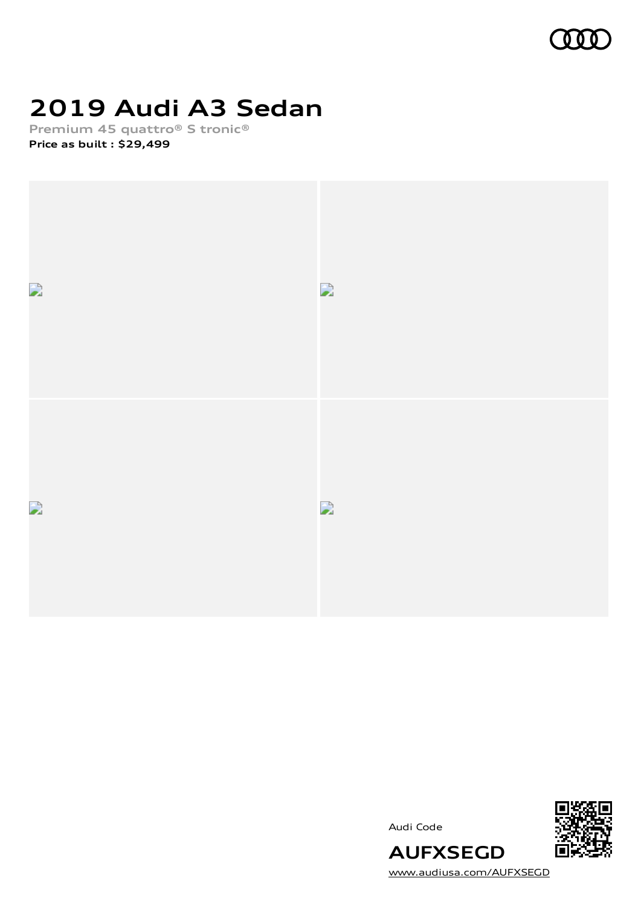# 2019 Audi A3 Sedan

**Premium 45 quattro® S tronic®**

**Price as built : $29,499**

Audi Code

**AUFXSEGD**

www.audiusa.com/AUFXSEGD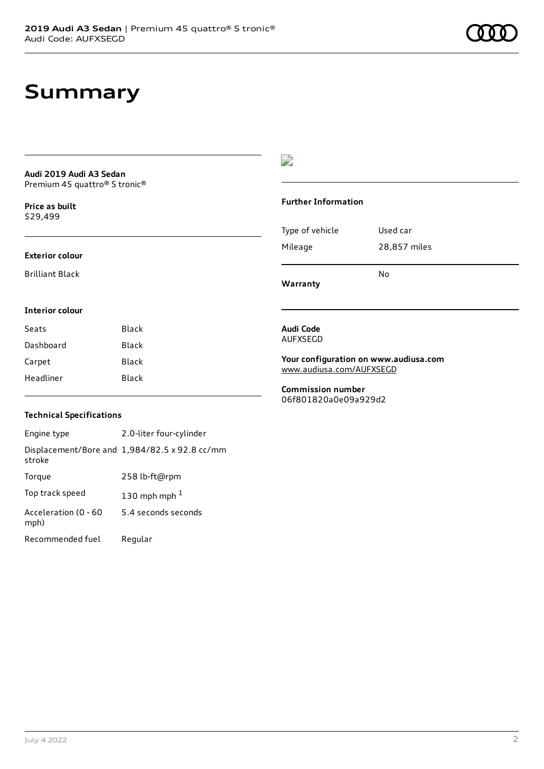# Summary

**Audi 2019 Audi A3 Sedan**
Premium 45 quattro® S tronic®

**Price as built**
$29,499

### Exterior colour

Brilliant Black

### Interior colour

| | |
|---|---|
| Seats | Black |
| Dashboard | Black |
| Carpet | Black |
| Headliner | Black |

### Technical Specifications

| | |
|---|---|
| Engine type | 2.0-liter four-cylinder |
| Displacement/Bore and stroke | 1,984/82.5 x 92.8 cc/mm |
| Torque | 258 lb-ft@rpm |
| Top track speed | 130 mph mph [1] |
| Acceleration (0 - 60 mph) | 5.4 seconds seconds |
| Recommended fuel | Regular |

### Further Information

| | |
|---|---|
| Type of vehicle | Used car |
| Mileage | 28,857 miles |
| **Warranty** | No |

**Audi Code**
AUFXSEGD

**Your configuration on www.audiusa.com**
www.audiusa.com/AUFXSEGD

**Commission number**
06f801820a0e09a929d2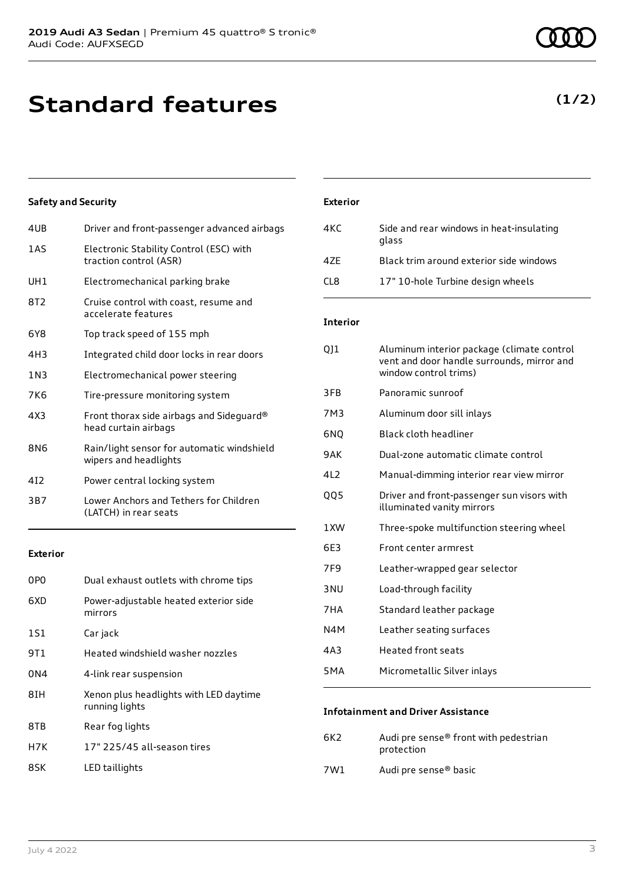# Standard features

**(1/2)**

### Safety and Security

| | |
|---|---|
| 4UB | Driver and front-passenger advanced airbags |
| 1AS | Electronic Stability Control (ESC) with traction control (ASR) |
| UH1 | Electromechanical parking brake |
| 8T2 | Cruise control with coast, resume and accelerate features |
| 6Y8 | Top track speed of 155 mph |
| 4H3 | Integrated child door locks in rear doors |
| 1N3 | Electromechanical power steering |
| 7K6 | Tire-pressure monitoring system |
| 4X3 | Front thorax side airbags and Sideguard® head curtain airbags |
| 8N6 | Rain/light sensor for automatic windshield wipers and headlights |
| 4I2 | Power central locking system |
| 3B7 | Lower Anchors and Tethers for Children (LATCH) in rear seats |

### Exterior

| | |
|---|---|
| 0P0 | Dual exhaust outlets with chrome tips |
| 6XD | Power-adjustable heated exterior side mirrors |
| 1S1 | Car jack |
| 9T1 | Heated windshield washer nozzles |
| 0N4 | 4-link rear suspension |
| 8IH | Xenon plus headlights with LED daytime running lights |
| 8TB | Rear fog lights |
| H7K | 17" 225/45 all-season tires |
| 8SK | LED taillights |

### Exterior

| | |
|---|---|
| 4KC | Side and rear windows in heat-insulating glass |
| 4ZE | Black trim around exterior side windows |
| CL8 | 17" 10-hole Turbine design wheels |

### Interior

| | |
|---|---|
| QJ1 | Aluminum interior package (climate control vent and door handle surrounds, mirror and window control trims) |
| 3FB | Panoramic sunroof |
| 7M3 | Aluminum door sill inlays |
| 6NQ | Black cloth headliner |
| 9AK | Dual-zone automatic climate control |
| 4L2 | Manual-dimming interior rear view mirror |
| QQ5 | Driver and front-passenger sun visors with illuminated vanity mirrors |
| 1XW | Three-spoke multifunction steering wheel |
| 6E3 | Front center armrest |
| 7F9 | Leather-wrapped gear selector |
| 3NU | Load-through facility |
| 7HA | Standard leather package |
| N4M | Leather seating surfaces |
| 4A3 | Heated front seats |
| 5MA | Micrometallic Silver inlays |

### Infotainment and Driver Assistance

| | |
|---|---|
| 6K2 | Audi pre sense® front with pedestrian protection |
| 7W1 | Audi pre sense® basic |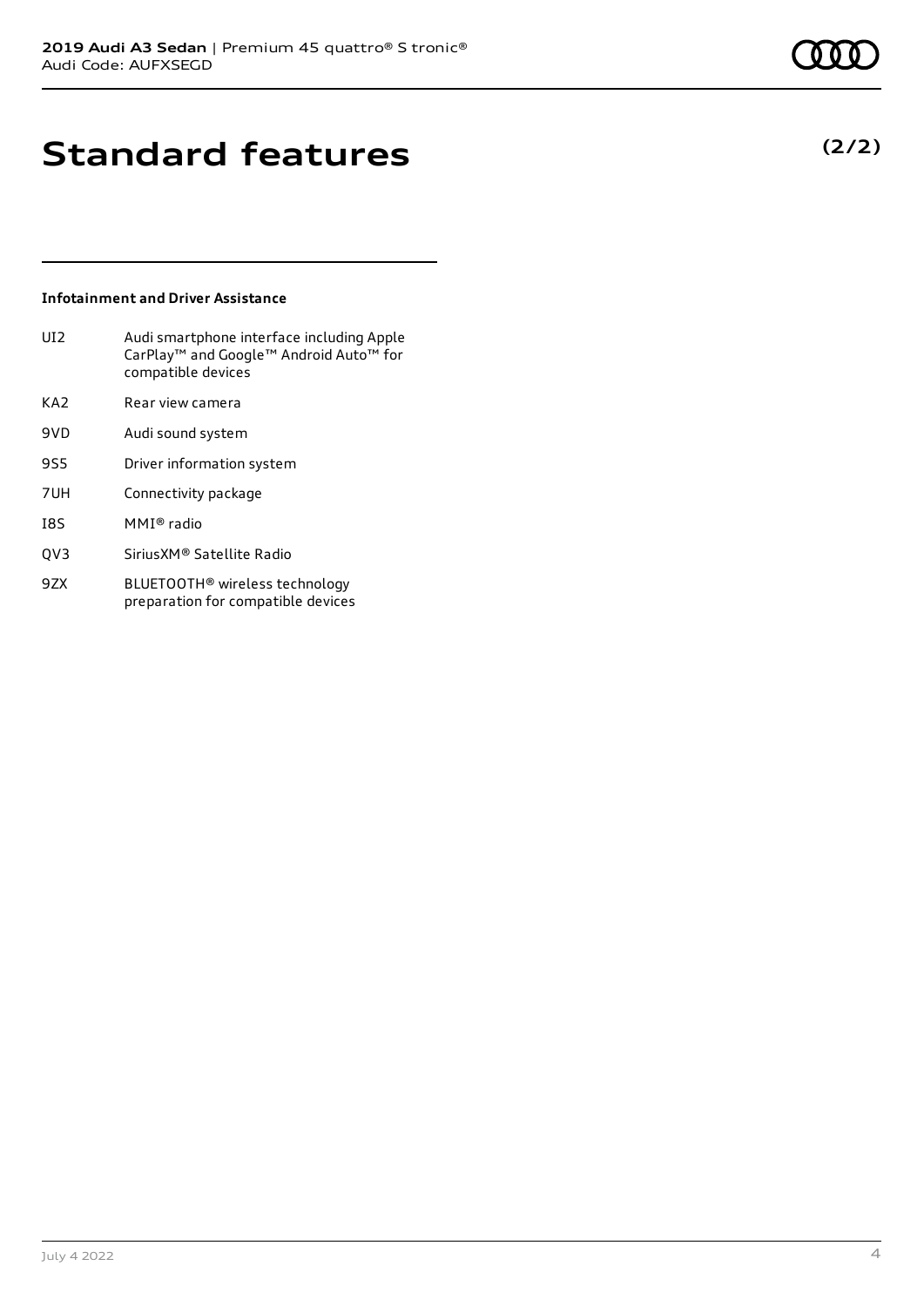# Standard features

**(2/2)**

### Infotainment and Driver Assistance

| | |
|---|---|
| UI2 | Audi smartphone interface including Apple CarPlay™ and Google™ Android Auto™ for compatible devices |
| KA2 | Rear view camera |
| 9VD | Audi sound system |
| 9S5 | Driver information system |
| 7UH | Connectivity package |
| I8S | MMI® radio |
| QV3 | SiriusXM® Satellite Radio |
| 9ZX | BLUETOOTH® wireless technology preparation for compatible devices |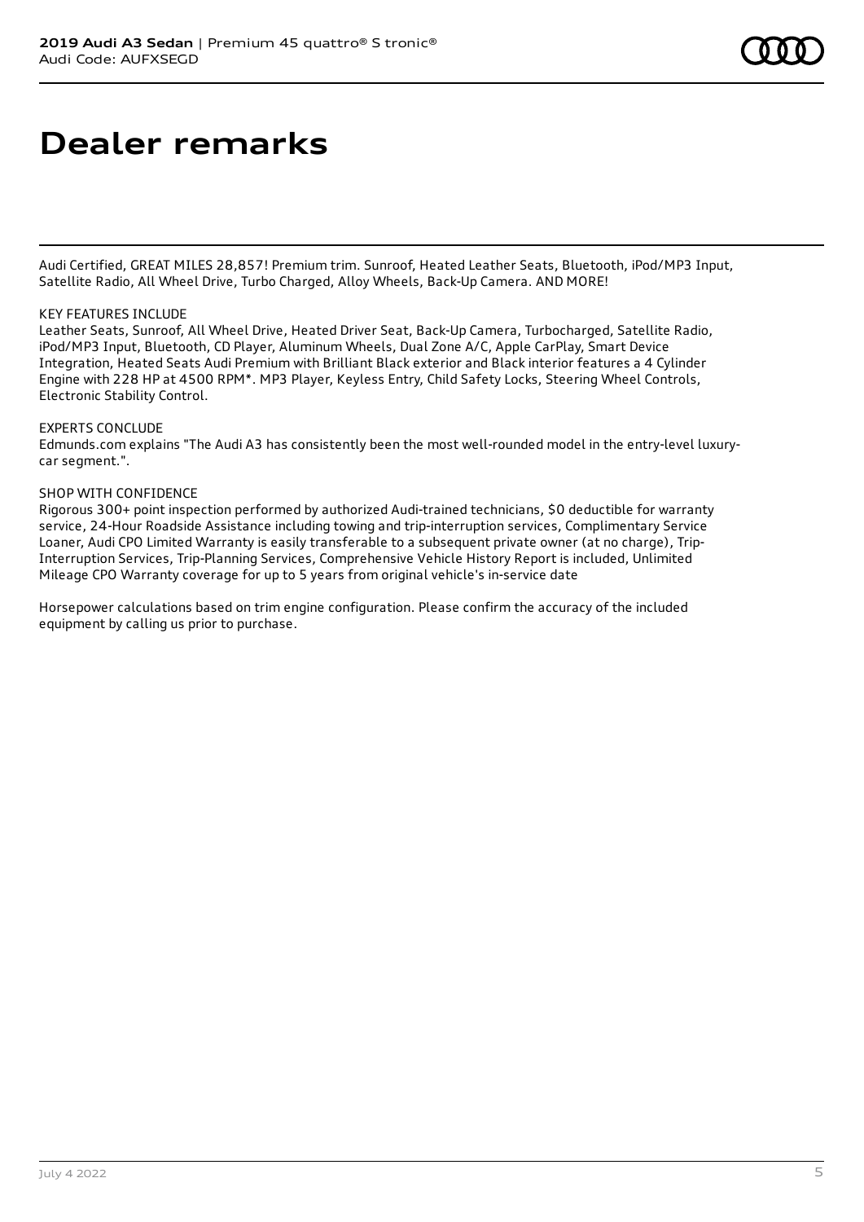# Dealer remarks

Audi Certified, GREAT MILES 28,857! Premium trim. Sunroof, Heated Leather Seats, Bluetooth, iPod/MP3 Input, Satellite Radio, All Wheel Drive, Turbo Charged, Alloy Wheels, Back-Up Camera. AND MORE!

KEY FEATURES INCLUDE
Leather Seats, Sunroof, All Wheel Drive, Heated Driver Seat, Back-Up Camera, Turbocharged, Satellite Radio, iPod/MP3 Input, Bluetooth, CD Player, Aluminum Wheels, Dual Zone A/C, Apple CarPlay, Smart Device Integration, Heated Seats Audi Premium with Brilliant Black exterior and Black interior features a 4 Cylinder Engine with 228 HP at 4500 RPM*. MP3 Player, Keyless Entry, Child Safety Locks, Steering Wheel Controls, Electronic Stability Control.

EXPERTS CONCLUDE
Edmunds.com explains "The Audi A3 has consistently been the most well-rounded model in the entry-level luxury-car segment.".

SHOP WITH CONFIDENCE
Rigorous 300+ point inspection performed by authorized Audi-trained technicians, $0 deductible for warranty service, 24-Hour Roadside Assistance including towing and trip-interruption services, Complimentary Service Loaner, Audi CPO Limited Warranty is easily transferable to a subsequent private owner (at no charge), Trip-Interruption Services, Trip-Planning Services, Comprehensive Vehicle History Report is included, Unlimited Mileage CPO Warranty coverage for up to 5 years from original vehicle's in-service date

Horsepower calculations based on trim engine configuration. Please confirm the accuracy of the included equipment by calling us prior to purchase.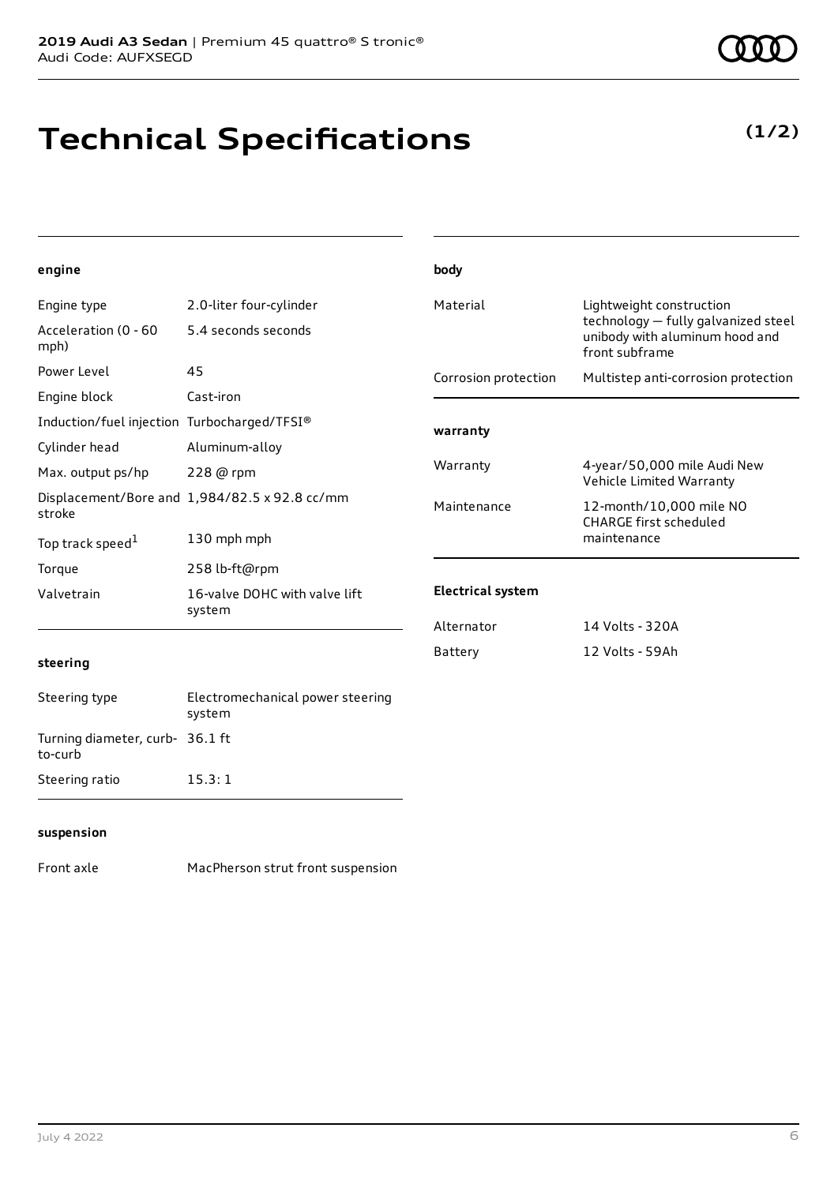# Technical Specifications

**(1/2)**

#### engine

| | |
|---|---|
| Engine type | 2.0-liter four-cylinder |
| Acceleration (0 - 60 mph) | 5.4 seconds seconds |
| Power Level | 45 |
| Engine block | Cast-iron |
| Induction/fuel injection | Turbocharged/TFSI® |
| Cylinder head | Aluminum-alloy |
| Max. output ps/hp | 228 @ rpm |
| Displacement/Bore and stroke | 1,984/82.5 x 92.8 cc/mm |
| Top track speed[1] | 130 mph mph |
| Torque | 258 lb-ft@rpm |
| Valvetrain | 16-valve DOHC with valve lift system |

#### steering

| | |
|---|---|
| Steering type | Electromechanical power steering system |
| Turning diameter, curb-to-curb | 36.1 ft |
| Steering ratio | 15.3: 1 |

#### suspension

| | |
|---|---|
| Front axle | MacPherson strut front suspension |

#### body

| | |
|---|---|
| Material | Lightweight construction technology — fully galvanized steel unibody with aluminum hood and front subframe |
| Corrosion protection | Multistep anti-corrosion protection |

#### warranty

| | |
|---|---|
| Warranty | 4-year/50,000 mile Audi New Vehicle Limited Warranty |
| Maintenance | 12-month/10,000 mile NO CHARGE first scheduled maintenance |

#### Electrical system

| | |
|---|---|
| Alternator | 14 Volts - 320A |
| Battery | 12 Volts - 59Ah |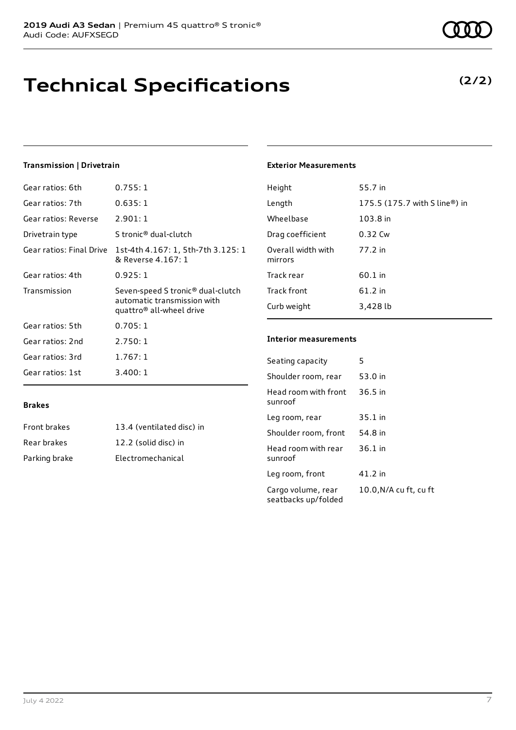# Technical Specifications

**(2/2)**

### Transmission | Drivetrain

| | |
|---|---|
| Gear ratios: 6th | 0.755: 1 |
| Gear ratios: 7th | 0.635: 1 |
| Gear ratios: Reverse | 2.901: 1 |
| Drivetrain type | S tronic® dual-clutch |
| Gear ratios: Final Drive | 1st-4th 4.167: 1, 5th-7th 3.125: 1 & Reverse 4.167: 1 |
| Gear ratios: 4th | 0.925: 1 |
| Transmission | Seven-speed S tronic® dual-clutch automatic transmission with quattro® all-wheel drive |
| Gear ratios: 5th | 0.705: 1 |
| Gear ratios: 2nd | 2.750: 1 |
| Gear ratios: 3rd | 1.767: 1 |
| Gear ratios: 1st | 3.400: 1 |

### Brakes

| | |
|---|---|
| Front brakes | 13.4 (ventilated disc) in |
| Rear brakes | 12.2 (solid disc) in |
| Parking brake | Electromechanical |

### Exterior Measurements

| | |
|---|---|
| Height | 55.7 in |
| Length | 175.5 (175.7 with S line®) in |
| Wheelbase | 103.8 in |
| Drag coefficient | 0.32 Cw |
| Overall width with mirrors | 77.2 in |
| Track rear | 60.1 in |
| Track front | 61.2 in |
| Curb weight | 3,428 lb |

### Interior measurements

| | |
|---|---|
| Seating capacity | 5 |
| Shoulder room, rear | 53.0 in |
| Head room with front sunroof | 36.5 in |
| Leg room, rear | 35.1 in |
| Shoulder room, front | 54.8 in |
| Head room with rear sunroof | 36.1 in |
| Leg room, front | 41.2 in |
| Cargo volume, rear seatbacks up/folded | 10.0,N/A cu ft, cu ft |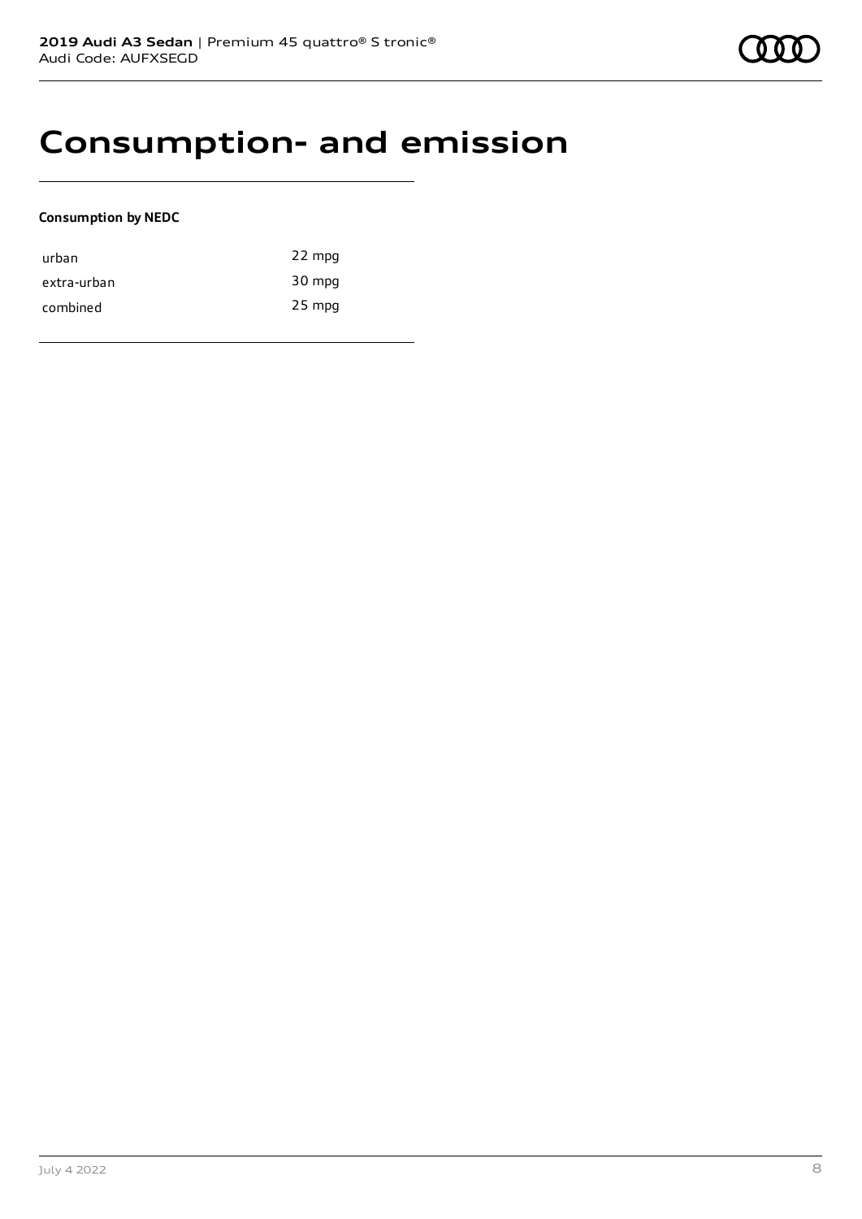# Consumption- and emission

**Consumption by NEDC**

| | |
|---|---|
| urban | 22 mpg |
| extra-urban | 30 mpg |
| combined | 25 mpg |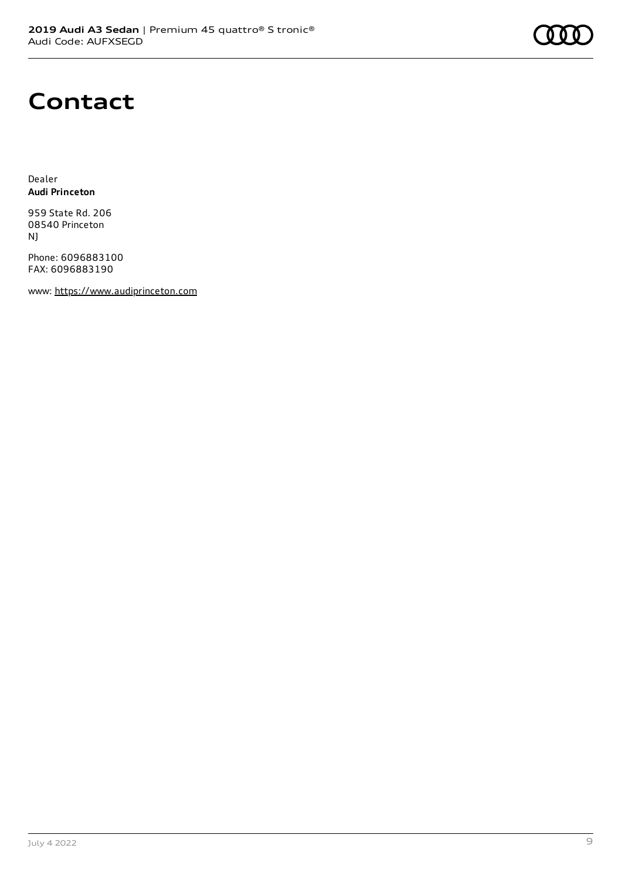# Contact

Dealer
**Audi Princeton**

959 State Rd. 206
08540 Princeton
NJ

Phone: 6096883100
FAX: 6096883190

www: https://www.audiprinceton.com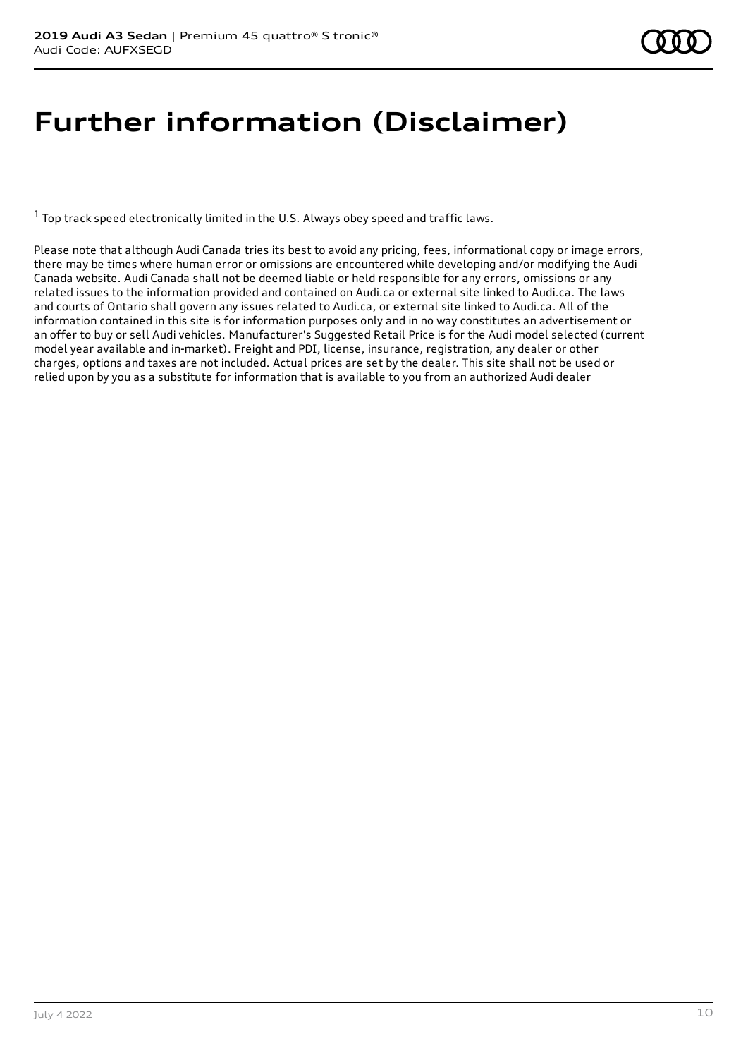# Further information (Disclaimer)

[1] Top track speed electronically limited in the U.S. Always obey speed and traffic laws.

Please note that although Audi Canada tries its best to avoid any pricing, fees, informational copy or image errors, there may be times where human error or omissions are encountered while developing and/or modifying the Audi Canada website. Audi Canada shall not be deemed liable or held responsible for any errors, omissions or any related issues to the information provided and contained on Audi.ca or external site linked to Audi.ca. The laws and courts of Ontario shall govern any issues related to Audi.ca, or external site linked to Audi.ca. All of the information contained in this site is for information purposes only and in no way constitutes an advertisement or an offer to buy or sell Audi vehicles. Manufacturer's Suggested Retail Price is for the Audi model selected (current model year available and in-market). Freight and PDI, license, insurance, registration, any dealer or other charges, options and taxes are not included. Actual prices are set by the dealer. This site shall not be used or relied upon by you as a substitute for information that is available to you from an authorized Audi dealer